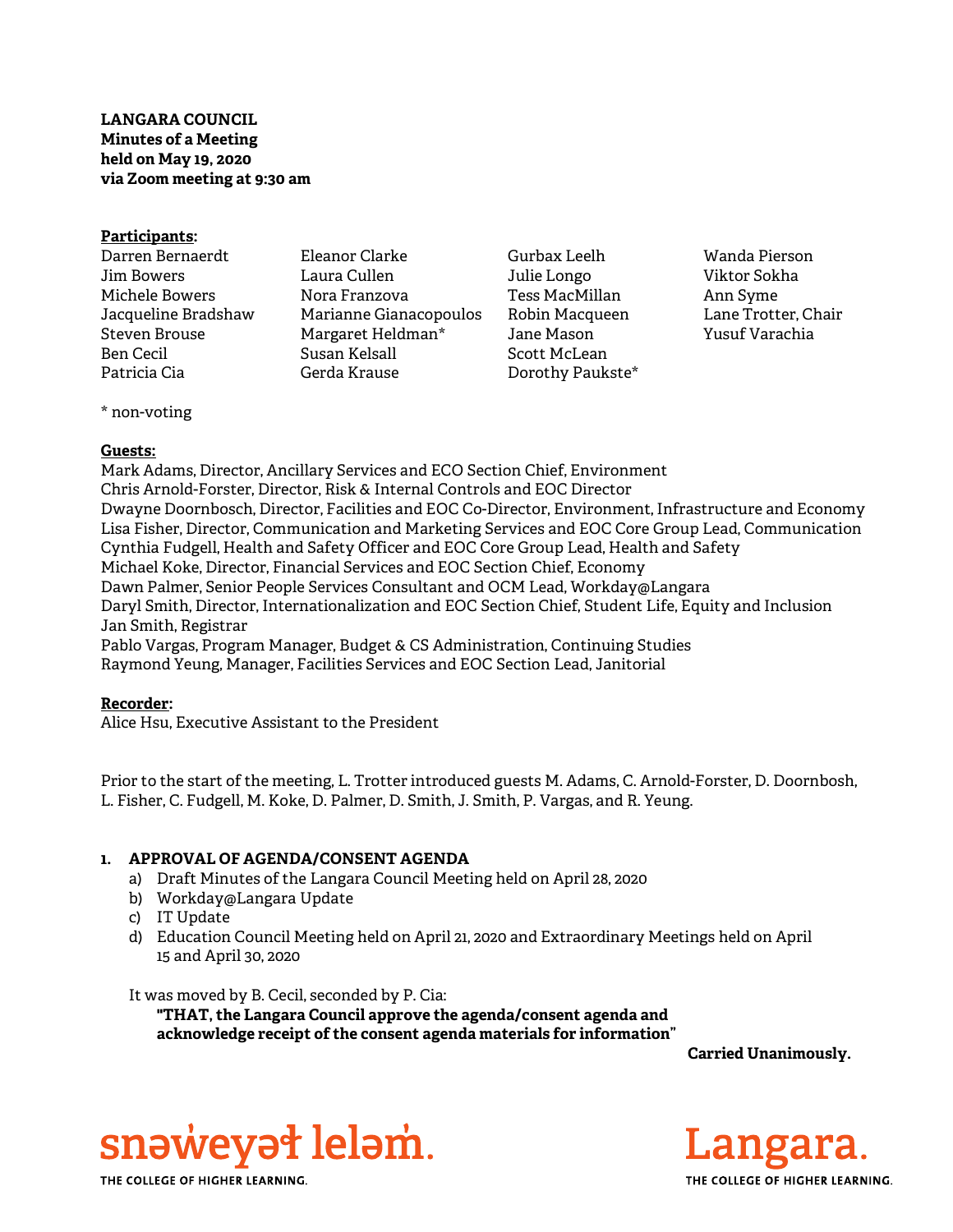**LANGARA COUNCIL**
**Minutes of a Meeting**
**held on May 19, 2020**
**via Zoom meeting at 9:30 am**

**Participants:**

Darren Bernaerdt
Jim Bowers
Michele Bowers
Jacqueline Bradshaw
Steven Brouse
Ben Cecil
Patricia Cia
Eleanor Clarke
Laura Cullen
Nora Franzova
Marianne Gianacopoulos
Margaret Heldman*
Susan Kelsall
Gerda Krause
Gurbax Leelh
Julie Longo
Tess MacMillan
Robin Macqueen
Jane Mason
Scott McLean
Dorothy Paukste*
Wanda Pierson
Viktor Sokha
Ann Syme
Lane Trotter, Chair
Yusuf Varachia

\* non-voting

**Guests:**

Mark Adams, Director, Ancillary Services and ECO Section Chief, Environment
Chris Arnold-Forster, Director, Risk & Internal Controls and EOC Director
Dwayne Doornbosch, Director, Facilities and EOC Co-Director, Environment, Infrastructure and Economy
Lisa Fisher, Director, Communication and Marketing Services and EOC Core Group Lead, Communication
Cynthia Fudgell, Health and Safety Officer and EOC Core Group Lead, Health and Safety
Michael Koke, Director, Financial Services and EOC Section Chief, Economy
Dawn Palmer, Senior People Services Consultant and OCM Lead, Workday@Langara
Daryl Smith, Director, Internationalization and EOC Section Chief, Student Life, Equity and Inclusion
Jan Smith, Registrar
Pablo Vargas, Program Manager, Budget & CS Administration, Continuing Studies
Raymond Yeung, Manager, Facilities Services and EOC Section Lead, Janitorial

**Recorder:**

Alice Hsu, Executive Assistant to the President

Prior to the start of the meeting, L. Trotter introduced guests M. Adams, C. Arnold-Forster, D. Doornbosh, L. Fisher, C. Fudgell, M. Koke, D. Palmer, D. Smith, J. Smith, P. Vargas, and R. Yeung.

## 1. APPROVAL OF AGENDA/CONSENT AGENDA

a) Draft Minutes of the Langara Council Meeting held on April 28, 2020
b) Workday@Langara Update
c) IT Update
d) Education Council Meeting held on April 21, 2020 and Extraordinary Meetings held on April 15 and April 30, 2020

It was moved by B. Cecil, seconded by P. Cia:

**"THAT, the Langara Council approve the agenda/consent agenda and acknowledge receipt of the consent agenda materials for information"**

**Carried Unanimously.**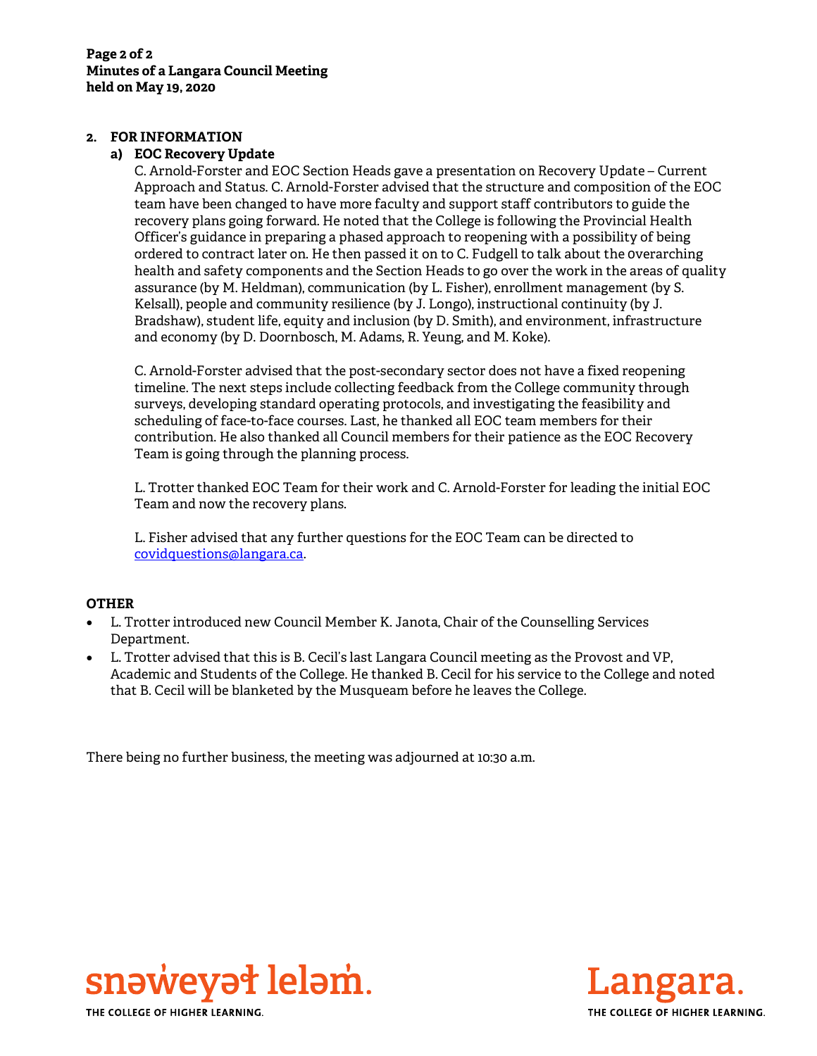## 2. FOR INFORMATION

### a) EOC Recovery Update

C. Arnold-Forster and EOC Section Heads gave a presentation on Recovery Update – Current Approach and Status. C. Arnold-Forster advised that the structure and composition of the EOC team have been changed to have more faculty and support staff contributors to guide the recovery plans going forward. He noted that the College is following the Provincial Health Officer's guidance in preparing a phased approach to reopening with a possibility of being ordered to contract later on. He then passed it on to C. Fudgell to talk about the overarching health and safety components and the Section Heads to go over the work in the areas of quality assurance (by M. Heldman), communication (by L. Fisher), enrollment management (by S. Kelsall), people and community resilience (by J. Longo), instructional continuity (by J. Bradshaw), student life, equity and inclusion (by D. Smith), and environment, infrastructure and economy (by D. Doornbosch, M. Adams, R. Yeung, and M. Koke).

C. Arnold-Forster advised that the post-secondary sector does not have a fixed reopening timeline. The next steps include collecting feedback from the College community through surveys, developing standard operating protocols, and investigating the feasibility and scheduling of face-to-face courses. Last, he thanked all EOC team members for their contribution. He also thanked all Council members for their patience as the EOC Recovery Team is going through the planning process.

L. Trotter thanked EOC Team for their work and C. Arnold-Forster for leading the initial EOC Team and now the recovery plans.

L. Fisher advised that any further questions for the EOC Team can be directed to covidquestions@langara.ca.

## OTHER

- L. Trotter introduced new Council Member K. Janota, Chair of the Counselling Services Department.
- L. Trotter advised that this is B. Cecil's last Langara Council meeting as the Provost and VP, Academic and Students of the College. He thanked B. Cecil for his service to the College and noted that B. Cecil will be blanketed by the Musqueam before he leaves the College.

There being no further business, the meeting was adjourned at 10:30 a.m.